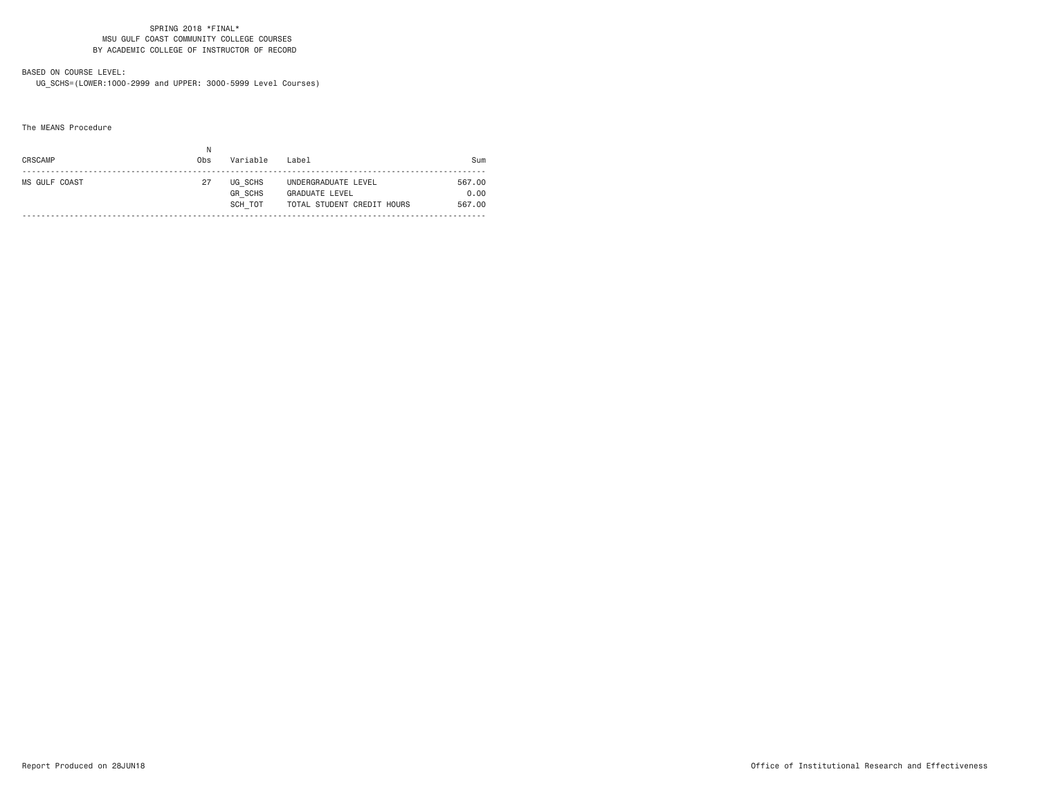SPRING 2018 *FINAL*
MSU GULF COAST COMMUNITY COLLEGE COURSES
BY ACADEMIC COLLEGE OF INSTRUCTOR OF RECORD

BASED ON COURSE LEVEL:
UG_SCHS=(LOWER:1000-2999 and UPPER: 3000-5999 Level Courses)

The MEANS Procedure

| CRSCAMP | N Obs | Variable | Label | Sum |
|---|---|---|---|---|
| MS GULF COAST | 27 | UG_SCHS | UNDERGRADUATE LEVEL | 567.00 |
| | | GR_SCHS | GRADUATE LEVEL | 0.00 |
| | | SCH_TOT | TOTAL STUDENT CREDIT HOURS | 567.00 |

Report Produced on 28JUN18

Office of Institutional Research and Effectiveness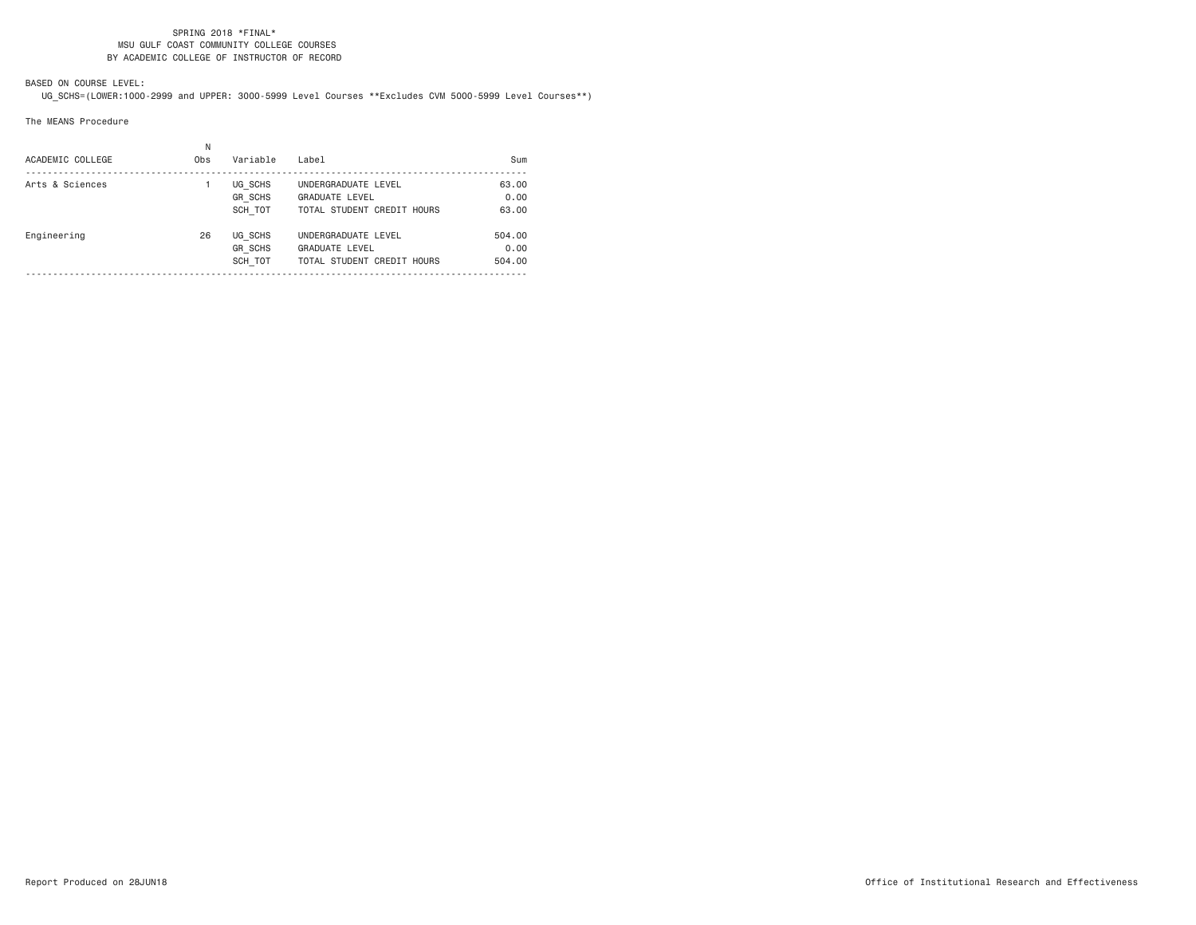SPRING 2018 *FINAL*
MSU GULF COAST COMMUNITY COLLEGE COURSES
BY ACADEMIC COLLEGE OF INSTRUCTOR OF RECORD

BASED ON COURSE LEVEL:
UG_SCHS=(LOWER:1000-2999 and UPPER: 3000-5999 Level Courses **Excludes CVM 5000-5999 Level Courses**)

The MEANS Procedure

| ACADEMIC COLLEGE | N Obs | Variable | Label | Sum |
|---|---|---|---|---|
| Arts & Sciences | 1 | UG_SCHS | UNDERGRADUATE LEVEL | 63.00 |
| | | GR_SCHS | GRADUATE LEVEL | 0.00 |
| | | SCH_TOT | TOTAL STUDENT CREDIT HOURS | 63.00 |
| Engineering | 26 | UG_SCHS | UNDERGRADUATE LEVEL | 504.00 |
| | | GR_SCHS | GRADUATE LEVEL | 0.00 |
| | | SCH_TOT | TOTAL STUDENT CREDIT HOURS | 504.00 |

Report Produced on 28JUN18

Office of Institutional Research and Effectiveness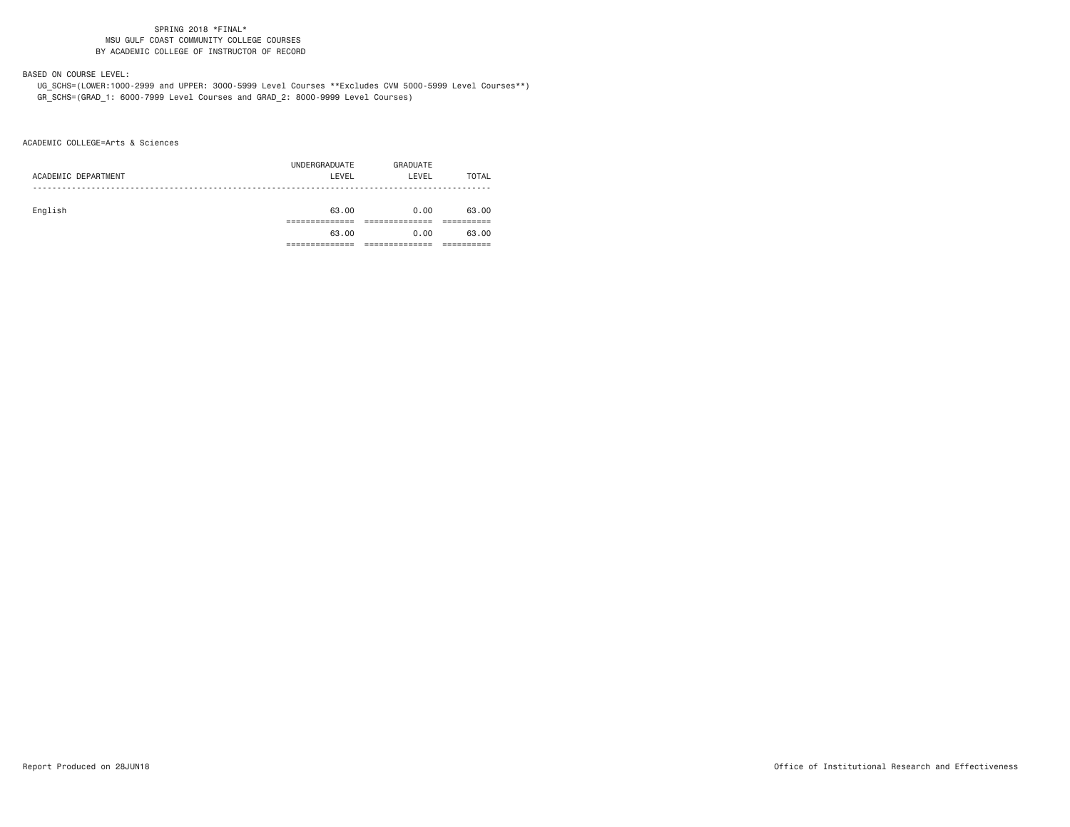SPRING 2018 *FINAL*
MSU GULF COAST COMMUNITY COLLEGE COURSES
BY ACADEMIC COLLEGE OF INSTRUCTOR OF RECORD

BASED ON COURSE LEVEL:
UG_SCHS=(LOWER:1000-2999 and UPPER: 3000-5999 Level Courses **Excludes CVM 5000-5999 Level Courses**)
GR_SCHS=(GRAD_1: 6000-7999 Level Courses and GRAD_2: 8000-9999 Level Courses)

ACADEMIC COLLEGE=Arts & Sciences

| ACADEMIC DEPARTMENT | UNDERGRADUATE LEVEL | GRADUATE LEVEL | TOTAL |
|---|---|---|---|
| English | 63.00 | 0.00 | 63.00 |
| | 63.00 | 0.00 | 63.00 |

Report Produced on 28JUN18

Office of Institutional Research and Effectiveness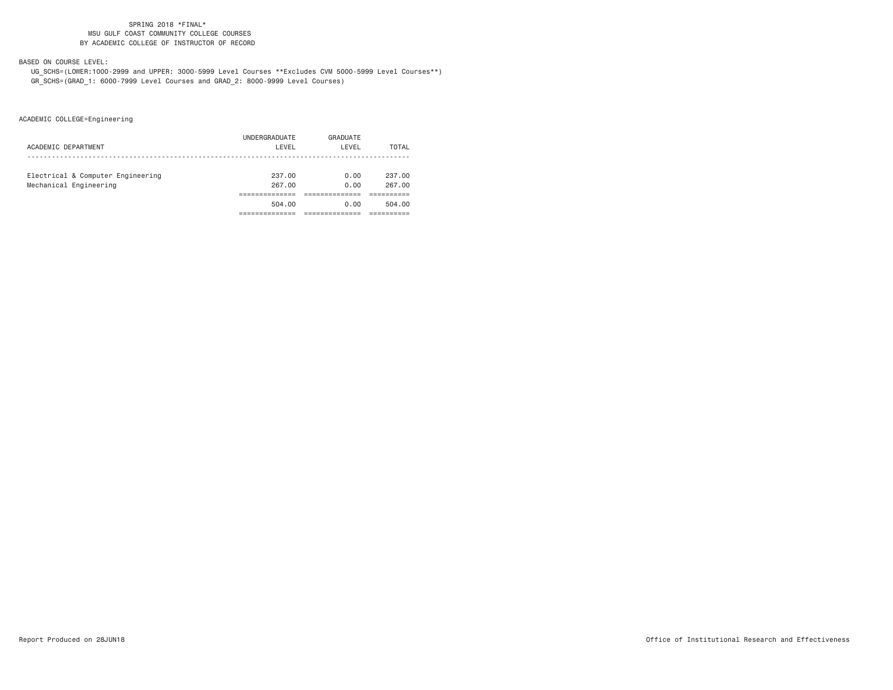SPRING 2018 *FINAL*
MSU GULF COAST COMMUNITY COLLEGE COURSES
BY ACADEMIC COLLEGE OF INSTRUCTOR OF RECORD

BASED ON COURSE LEVEL:
UG_SCHS=(LOWER:1000-2999 and UPPER: 3000-5999 Level Courses **Excludes CVM 5000-5999 Level Courses**)
GR_SCHS=(GRAD_1: 6000-7999 Level Courses and GRAD_2: 8000-9999 Level Courses)

ACADEMIC COLLEGE=Engineering

| ACADEMIC DEPARTMENT | UNDERGRADUATE LEVEL | GRADUATE LEVEL | TOTAL |
|---|---|---|---|
| Electrical & Computer Engineering | 237.00 | 0.00 | 237.00 |
| Mechanical Engineering | 267.00 | 0.00 | 267.00 |
| | 504.00 | 0.00 | 504.00 |

Report Produced on 28JUN18

Office of Institutional Research and Effectiveness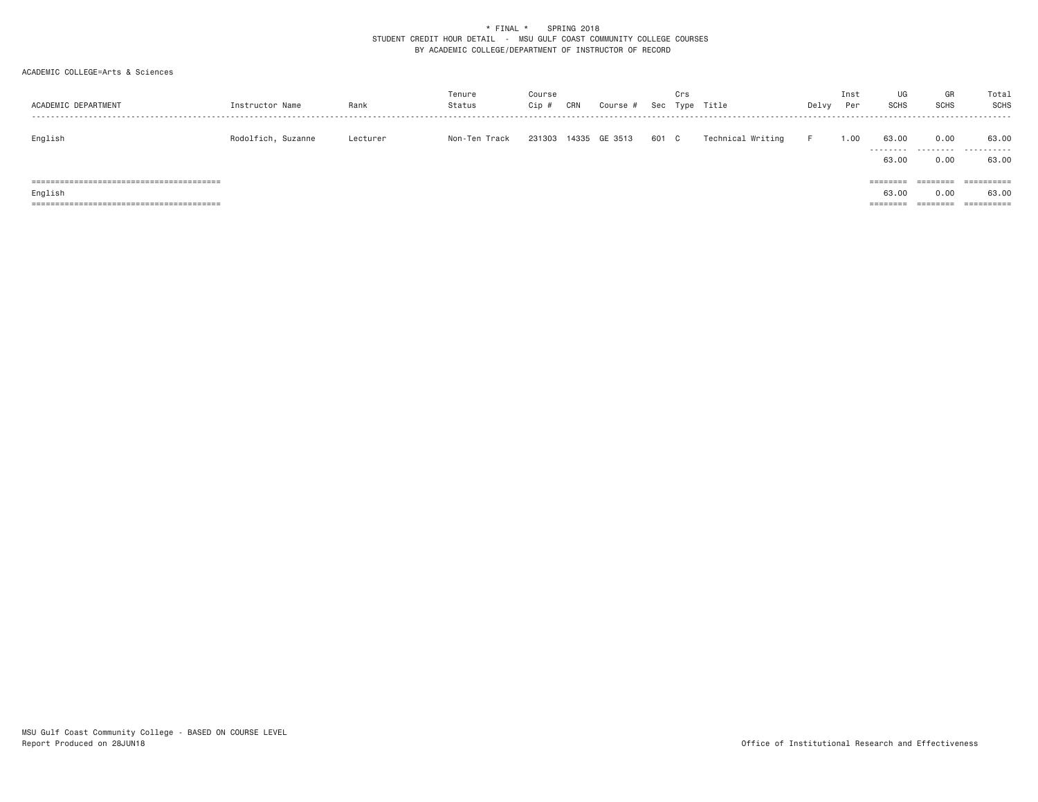\* FINAL \*    SPRING 2018
STUDENT CREDIT HOUR DETAIL - MSU GULF COAST COMMUNITY COLLEGE COURSES
BY ACADEMIC COLLEGE/DEPARTMENT OF INSTRUCTOR OF RECORD

ACADEMIC COLLEGE=Arts & Sciences

| ACADEMIC DEPARTMENT | Instructor Name | Rank | Tenure Status | Course Cip # | CRN | Course # | Sec | Crs Type | Title | Delvy | Inst Per | UG SCHS | GR SCHS | Total SCHS |
|---|---|---|---|---|---|---|---|---|---|---|---|---|---|---|
| English | Rodolfich, Suzanne | Lecturer | Non-Ten Track | 231303 | 14335 | GE 3513 | 601 | C | Technical Writing | F | 1.00 | 63.00 | 0.00 | 63.00 |
| | | | | | | | | | | | | 63.00 | 0.00 | 63.00 |
| English | | | | | | | | | | | | 63.00 | 0.00 | 63.00 |

MSU Gulf Coast Community College - BASED ON COURSE LEVEL
Report Produced on 28JUN18

Office of Institutional Research and Effectiveness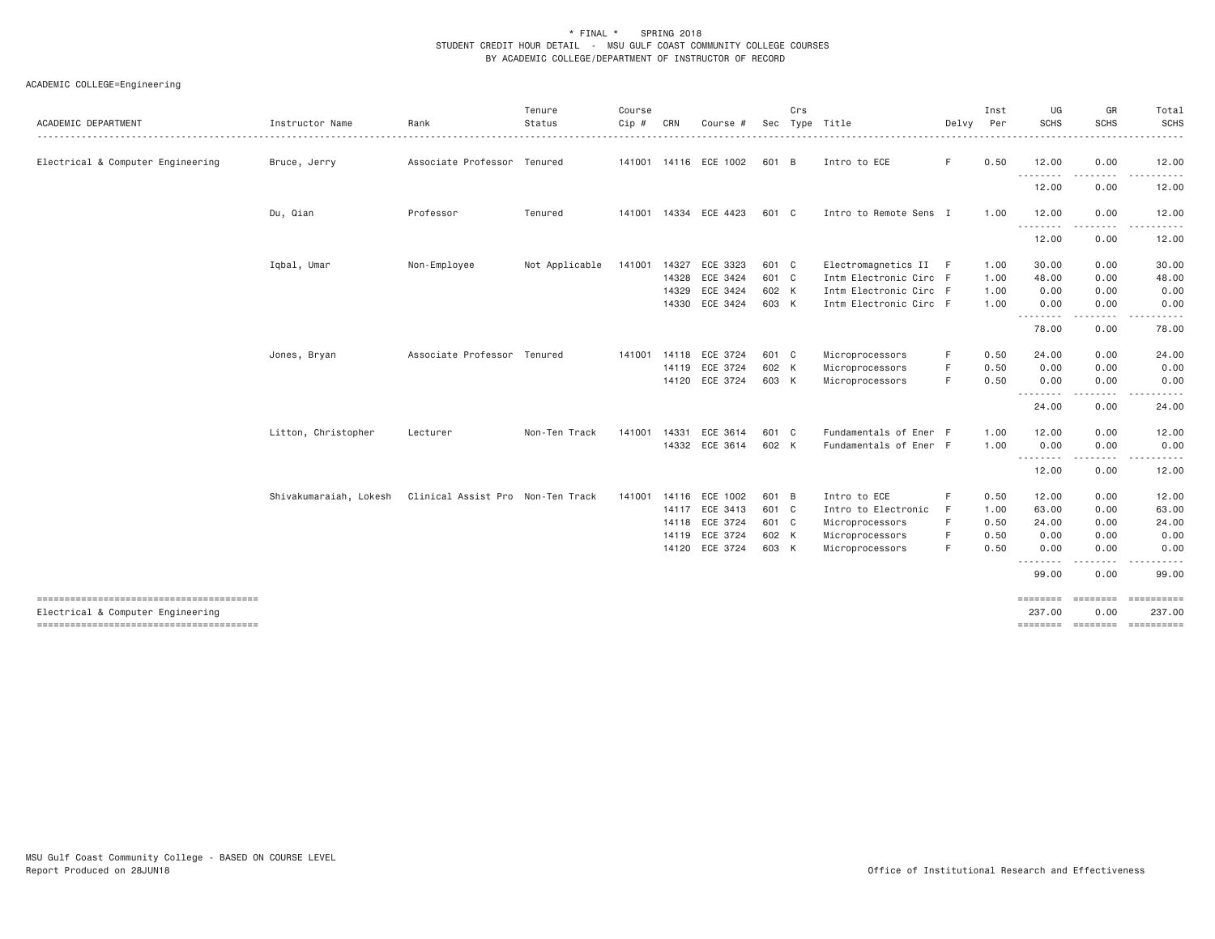\* FINAL \* SPRING 2018
STUDENT CREDIT HOUR DETAIL - MSU GULF COAST COMMUNITY COLLEGE COURSES
BY ACADEMIC COLLEGE/DEPARTMENT OF INSTRUCTOR OF RECORD

ACADEMIC COLLEGE=Engineering

| ACADEMIC DEPARTMENT | Instructor Name | Rank | Tenure Status | Course Cip # | CRN | Course # | Sec | Crs Type | Title | Delvy | Inst Per | UG SCHS | GR SCHS | Total SCHS |
|---|---|---|---|---|---|---|---|---|---|---|---|---|---|---|
| Electrical & Computer Engineering | Bruce, Jerry | Associate Professor | Tenured | 141001 | 14116 | ECE 1002 | 601 | B | Intro to ECE | F | 0.50 | 12.00 | 0.00 | 12.00 |
| | | | | | | | | | | | | 12.00 | 0.00 | 12.00 |
| | Du, Qian | Professor | Tenured | 141001 | 14334 | ECE 4423 | 601 | C | Intro to Remote Sens | I | 1.00 | 12.00 | 0.00 | 12.00 |
| | | | | | | | | | | | | 12.00 | 0.00 | 12.00 |
| | Iqbal, Umar | Non-Employee | Not Applicable | 141001 | 14327 | ECE 3323 | 601 | C | Electromagnetics II | F | 1.00 | 30.00 | 0.00 | 30.00 |
| | | | | | 14328 | ECE 3424 | 601 | C | Intm Electronic Circ | F | 1.00 | 48.00 | 0.00 | 48.00 |
| | | | | | 14329 | ECE 3424 | 602 | K | Intm Electronic Circ | F | 1.00 | 0.00 | 0.00 | 0.00 |
| | | | | | 14330 | ECE 3424 | 603 | K | Intm Electronic Circ | F | 1.00 | 0.00 | 0.00 | 0.00 |
| | | | | | | | | | | | | 78.00 | 0.00 | 78.00 |
| | Jones, Bryan | Associate Professor | Tenured | 141001 | 14118 | ECE 3724 | 601 | C | Microprocessors | F | 0.50 | 24.00 | 0.00 | 24.00 |
| | | | | | 14119 | ECE 3724 | 602 | K | Microprocessors | F | 0.50 | 0.00 | 0.00 | 0.00 |
| | | | | | 14120 | ECE 3724 | 603 | K | Microprocessors | F | 0.50 | 0.00 | 0.00 | 0.00 |
| | | | | | | | | | | | | 24.00 | 0.00 | 24.00 |
| | Litton, Christopher | Lecturer | Non-Ten Track | 141001 | 14331 | ECE 3614 | 601 | C | Fundamentals of Ener | F | 1.00 | 12.00 | 0.00 | 12.00 |
| | | | | | 14332 | ECE 3614 | 602 | K | Fundamentals of Ener | F | 1.00 | 0.00 | 0.00 | 0.00 |
| | | | | | | | | | | | | 12.00 | 0.00 | 12.00 |
| | Shivakumaraiah, Lokesh | Clinical Assist Pro | Non-Ten Track | 141001 | 14116 | ECE 1002 | 601 | B | Intro to ECE | F | 0.50 | 12.00 | 0.00 | 12.00 |
| | | | | | 14117 | ECE 3413 | 601 | C | Intro to Electronic | F | 1.00 | 63.00 | 0.00 | 63.00 |
| | | | | | 14118 | ECE 3724 | 601 | C | Microprocessors | F | 0.50 | 24.00 | 0.00 | 24.00 |
| | | | | | 14119 | ECE 3724 | 602 | K | Microprocessors | F | 0.50 | 0.00 | 0.00 | 0.00 |
| | | | | | 14120 | ECE 3724 | 603 | K | Microprocessors | F | 0.50 | 0.00 | 0.00 | 0.00 |
| | | | | | | | | | | | | 99.00 | 0.00 | 99.00 |
| Electrical & Computer Engineering | | | | | | | | | | | | 237.00 | 0.00 | 237.00 |

MSU Gulf Coast Community College - BASED ON COURSE LEVEL
Report Produced on 28JUN18

Office of Institutional Research and Effectiveness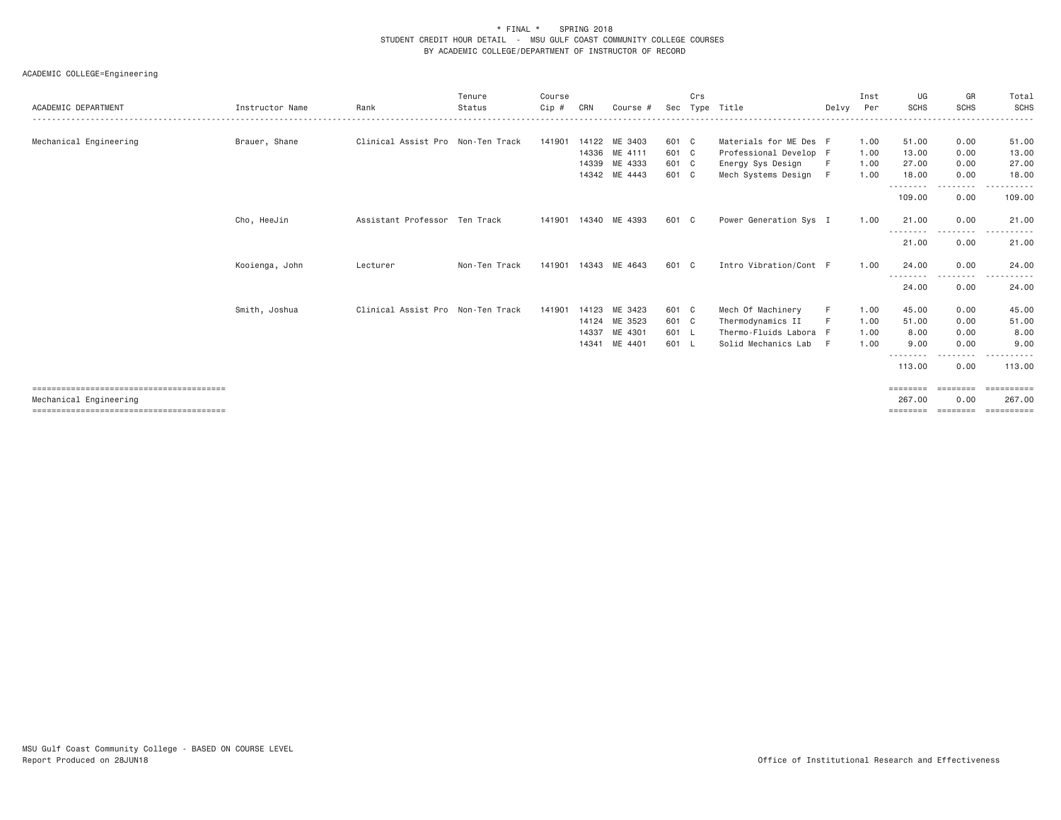\* FINAL \* SPRING 2018
STUDENT CREDIT HOUR DETAIL - MSU GULF COAST COMMUNITY COLLEGE COURSES
BY ACADEMIC COLLEGE/DEPARTMENT OF INSTRUCTOR OF RECORD

ACADEMIC COLLEGE=Engineering

| ACADEMIC DEPARTMENT | Instructor Name | Rank | Tenure Status | Course Cip # | CRN | Course # | Sec | Crs Type | Title | Delvy | Inst Per | UG SCHS | GR SCHS | Total SCHS |
|---|---|---|---|---|---|---|---|---|---|---|---|---|---|---|
| Mechanical Engineering | Brauer, Shane | Clinical Assist Pro | Non-Ten Track | 141901 | 14122 | ME 3403 | 601 | C | Materials for ME Des | F | 1.00 | 51.00 | 0.00 | 51.00 |
| | | | | | 14336 | ME 4111 | 601 | C | Professional Develop | F | 1.00 | 13.00 | 0.00 | 13.00 |
| | | | | | 14339 | ME 4333 | 601 | C | Energy Sys Design | F | 1.00 | 27.00 | 0.00 | 27.00 |
| | | | | | 14342 | ME 4443 | 601 | C | Mech Systems Design | F | 1.00 | 18.00 | 0.00 | 18.00 |
| | | | | | | | | | | | | 109.00 | 0.00 | 109.00 |
| | Cho, HeeJin | Assistant Professor | Ten Track | 141901 | 14340 | ME 4393 | 601 | C | Power Generation Sys | I | 1.00 | 21.00 | 0.00 | 21.00 |
| | | | | | | | | | | | | 21.00 | 0.00 | 21.00 |
| | Kooienga, John | Lecturer | Non-Ten Track | 141901 | 14343 | ME 4643 | 601 | C | Intro Vibration/Cont | F | 1.00 | 24.00 | 0.00 | 24.00 |
| | | | | | | | | | | | | 24.00 | 0.00 | 24.00 |
| | Smith, Joshua | Clinical Assist Pro | Non-Ten Track | 141901 | 14123 | ME 3423 | 601 | C | Mech Of Machinery | F | 1.00 | 45.00 | 0.00 | 45.00 |
| | | | | | 14124 | ME 3523 | 601 | C | Thermodynamics II | F | 1.00 | 51.00 | 0.00 | 51.00 |
| | | | | | 14337 | ME 4301 | 601 | L | Thermo-Fluids Labora | F | 1.00 | 8.00 | 0.00 | 8.00 |
| | | | | | 14341 | ME 4401 | 601 | L | Solid Mechanics Lab | F | 1.00 | 9.00 | 0.00 | 9.00 |
| | | | | | | | | | | | | 113.00 | 0.00 | 113.00 |
| Mechanical Engineering | | | | | | | | | | | | 267.00 | 0.00 | 267.00 |

MSU Gulf Coast Community College - BASED ON COURSE LEVEL
Report Produced on 28JUN18

Office of Institutional Research and Effectiveness